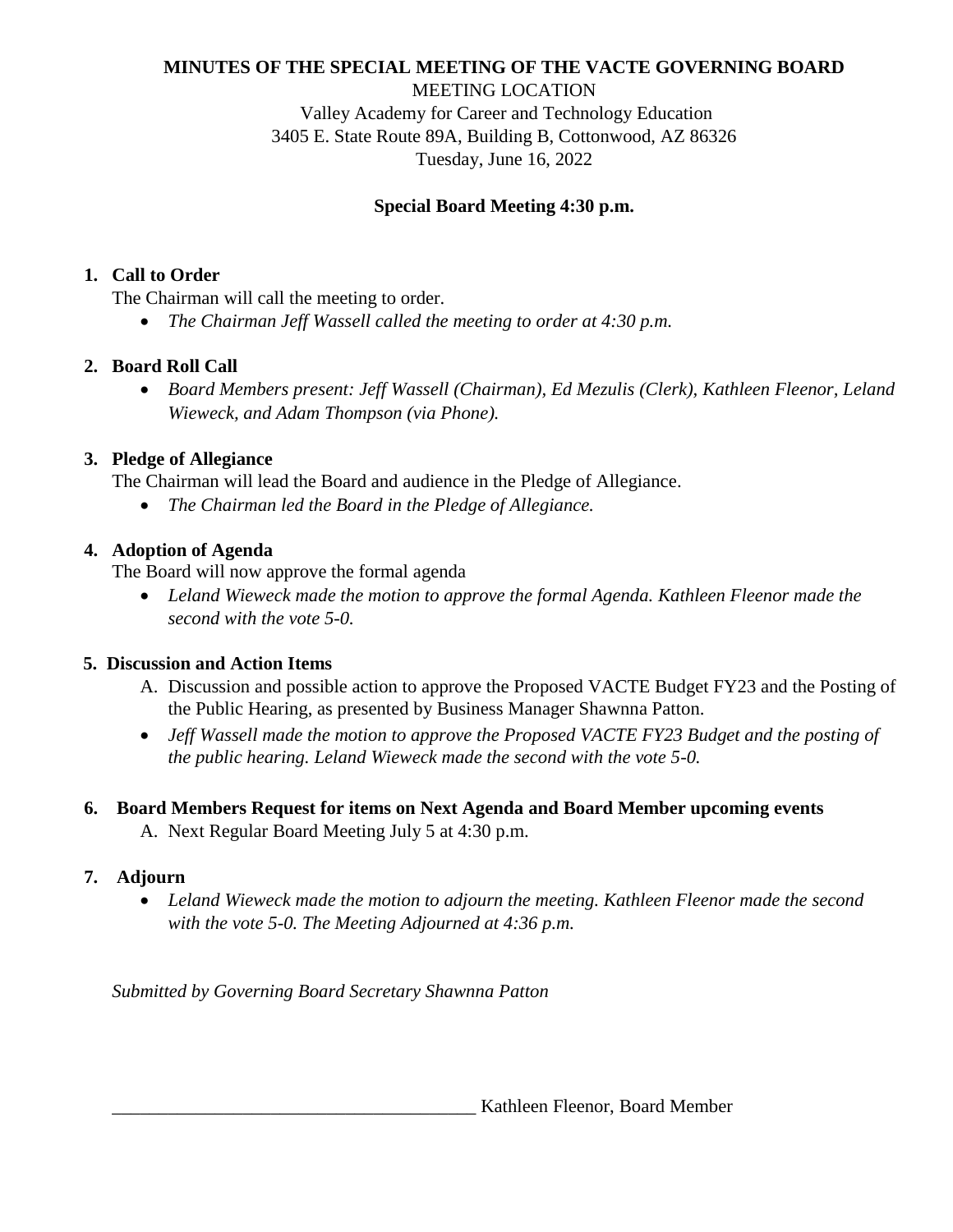**MINUTES OF THE SPECIAL MEETING OF THE VACTE GOVERNING BOARD**

MEETING LOCATION
Valley Academy for Career and Technology Education
3405 E. State Route 89A, Building B, Cottonwood, AZ 86326
Tuesday, June 16, 2022

**Special Board Meeting 4:30 p.m.**

1. **Call to Order**

   The Chairman will call the meeting to order.

   - *The Chairman Jeff Wassell called the meeting to order at 4:30 p.m.*

2. **Board Roll Call**

   - *Board Members present: Jeff Wassell (Chairman), Ed Mezulis (Clerk), Kathleen Fleenor, Leland Wieweck, and Adam Thompson (via Phone).*

3. **Pledge of Allegiance**

   The Chairman will lead the Board and audience in the Pledge of Allegiance.

   - *The Chairman led the Board in the Pledge of Allegiance.*

4. **Adoption of Agenda**

   The Board will now approve the formal agenda

   - *Leland Wieweck made the motion to approve the formal Agenda. Kathleen Fleenor made the second with the vote 5-0.*

5. **Discussion and Action Items**

   A. Discussion and possible action to approve the Proposed VACTE Budget FY23 and the Posting of the Public Hearing, as presented by Business Manager Shawnna Patton.

   - *Jeff Wassell made the motion to approve the Proposed VACTE FY23 Budget and the posting of the public hearing. Leland Wieweck made the second with the vote 5-0.*

6. **Board Members Request for items on Next Agenda and Board Member upcoming events**

   A. Next Regular Board Meeting July 5 at 4:30 p.m.

7. **Adjourn**

   - *Leland Wieweck made the motion to adjourn the meeting. Kathleen Fleenor made the second with the vote 5-0. The Meeting Adjourned at 4:36 p.m.*

*Submitted by Governing Board Secretary Shawnna Patton*

_______________________________________ Kathleen Fleenor, Board Member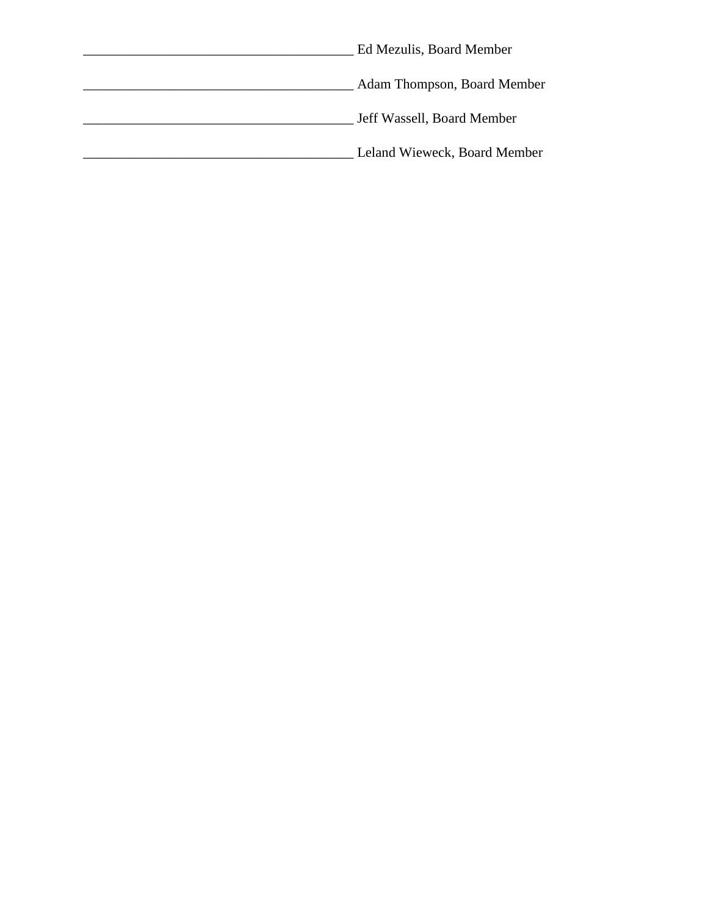_______________________________________ Ed Mezulis, Board Member

_______________________________________ Adam Thompson, Board Member

_______________________________________ Jeff Wassell, Board Member

_______________________________________ Leland Wieweck, Board Member